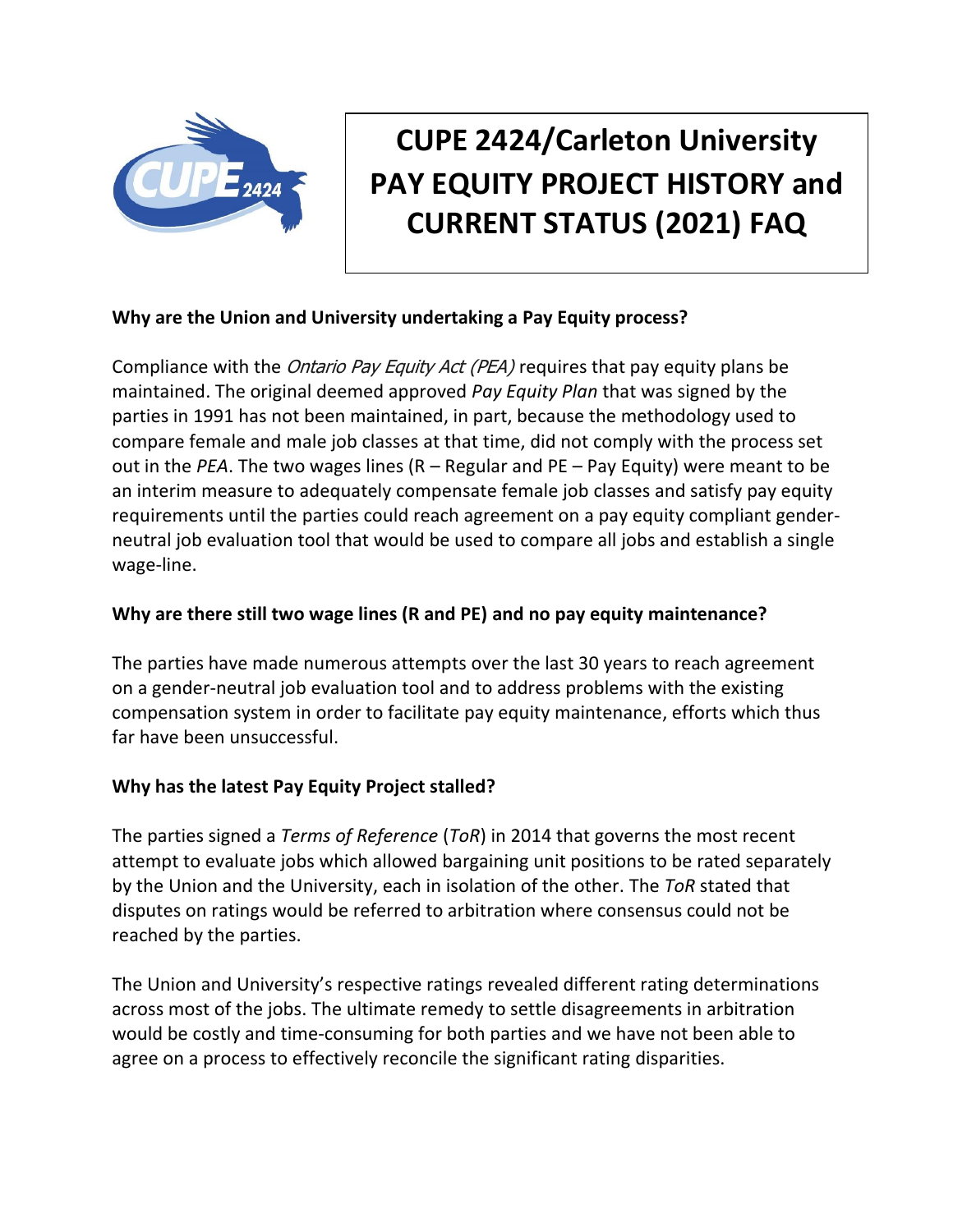# CUPE 2424/Carleton University PAY EQUITY PROJECT HISTORY and CURRENT STATUS (2021) FAQ

**Why are the Union and University undertaking a Pay Equity process?**

Compliance with the *Ontario Pay Equity Act (PEA)* requires that pay equity plans be maintained. The original deemed approved *Pay Equity Plan* that was signed by the parties in 1991 has not been maintained, in part, because the methodology used to compare female and male job classes at that time, did not comply with the process set out in the *PEA*. The two wages lines (R – Regular and PE – Pay Equity) were meant to be an interim measure to adequately compensate female job classes and satisfy pay equity requirements until the parties could reach agreement on a pay equity compliant gender-neutral job evaluation tool that would be used to compare all jobs and establish a single wage-line.

**Why are there still two wage lines (R and PE) and no pay equity maintenance?**

The parties have made numerous attempts over the last 30 years to reach agreement on a gender-neutral job evaluation tool and to address problems with the existing compensation system in order to facilitate pay equity maintenance, efforts which thus far have been unsuccessful.

**Why has the latest Pay Equity Project stalled?**

The parties signed a *Terms of Reference* (*ToR*) in 2014 that governs the most recent attempt to evaluate jobs which allowed bargaining unit positions to be rated separately by the Union and the University, each in isolation of the other. The *ToR* stated that disputes on ratings would be referred to arbitration where consensus could not be reached by the parties.

The Union and University's respective ratings revealed different rating determinations across most of the jobs. The ultimate remedy to settle disagreements in arbitration would be costly and time-consuming for both parties and we have not been able to agree on a process to effectively reconcile the significant rating disparities.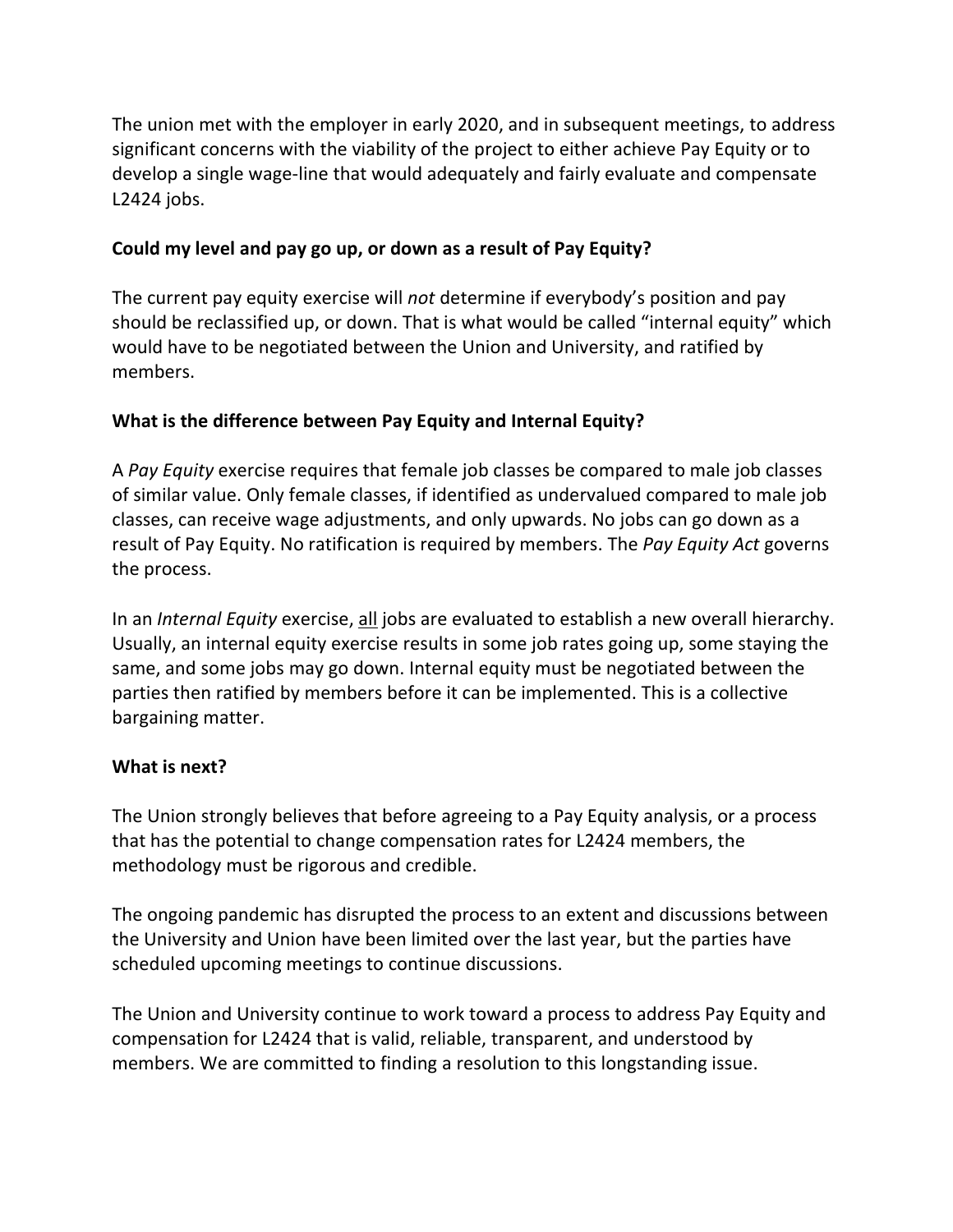The union met with the employer in early 2020, and in subsequent meetings, to address significant concerns with the viability of the project to either achieve Pay Equity or to develop a single wage-line that would adequately and fairly evaluate and compensate L2424 jobs.

**Could my level and pay go up, or down as a result of Pay Equity?**

The current pay equity exercise will *not* determine if everybody's position and pay should be reclassified up, or down. That is what would be called "internal equity" which would have to be negotiated between the Union and University, and ratified by members.

**What is the difference between Pay Equity and Internal Equity?**

A *Pay Equity* exercise requires that female job classes be compared to male job classes of similar value. Only female classes, if identified as undervalued compared to male job classes, can receive wage adjustments, and only upwards. No jobs can go down as a result of Pay Equity. No ratification is required by members. The *Pay Equity Act* governs the process.

In an *Internal Equity* exercise, <u>all</u> jobs are evaluated to establish a new overall hierarchy. Usually, an internal equity exercise results in some job rates going up, some staying the same, and some jobs may go down. Internal equity must be negotiated between the parties then ratified by members before it can be implemented. This is a collective bargaining matter.

**What is next?**

The Union strongly believes that before agreeing to a Pay Equity analysis, or a process that has the potential to change compensation rates for L2424 members, the methodology must be rigorous and credible.

The ongoing pandemic has disrupted the process to an extent and discussions between the University and Union have been limited over the last year, but the parties have scheduled upcoming meetings to continue discussions.

The Union and University continue to work toward a process to address Pay Equity and compensation for L2424 that is valid, reliable, transparent, and understood by members. We are committed to finding a resolution to this longstanding issue.